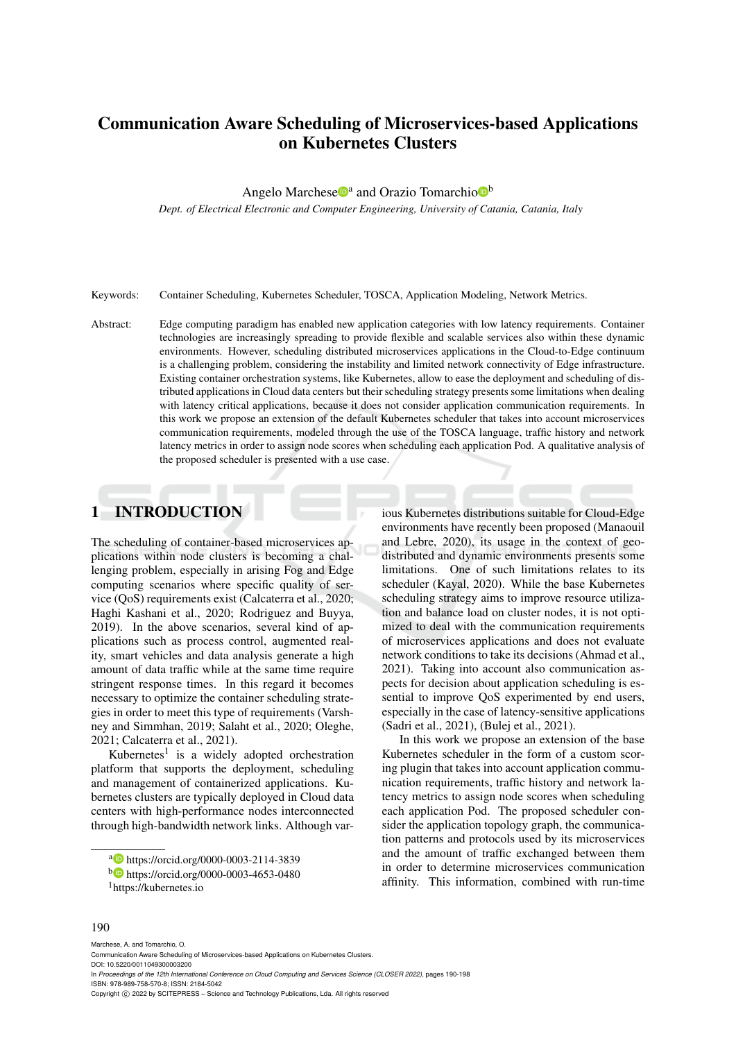# Communication Aware Scheduling of Microservices-based Applications on Kubernetes Clusters

Angelo Marchese[a] and Orazio Tomarchio[b]

*Dept. of Electrical Electronic and Computer Engineering, University of Catania, Catania, Italy*

Keywords: Container Scheduling, Kubernetes Scheduler, TOSCA, Application Modeling, Network Metrics.

Abstract: Edge computing paradigm has enabled new application categories with low latency requirements. Container technologies are increasingly spreading to provide flexible and scalable services also within these dynamic environments. However, scheduling distributed microservices applications in the Cloud-to-Edge continuum is a challenging problem, considering the instability and limited network connectivity of Edge infrastructure. Existing container orchestration systems, like Kubernetes, allow to ease the deployment and scheduling of distributed applications in Cloud data centers but their scheduling strategy presents some limitations when dealing with latency critical applications, because it does not consider application communication requirements. In this work we propose an extension of the default Kubernetes scheduler that takes into account microservices communication requirements, modeled through the use of the TOSCA language, traffic history and network latency metrics in order to assign node scores when scheduling each application Pod. A qualitative analysis of the proposed scheduler is presented with a use case.

## 1 INTRODUCTION

The scheduling of container-based microservices applications within node clusters is becoming a challenging problem, especially in arising Fog and Edge computing scenarios where specific quality of service (QoS) requirements exist (Calcaterra et al., 2020; Haghi Kashani et al., 2020; Rodriguez and Buyya, 2019). In the above scenarios, several kind of applications such as process control, augmented reality, smart vehicles and data analysis generate a high amount of data traffic while at the same time require stringent response times. In this regard it becomes necessary to optimize the container scheduling strategies in order to meet this type of requirements (Varshney and Simmhan, 2019; Salaht et al., 2020; Oleghe, 2021; Calcaterra et al., 2021).

Kubernetes[1] is a widely adopted orchestration platform that supports the deployment, scheduling and management of containerized applications. Kubernetes clusters are typically deployed in Cloud data centers with high-performance nodes interconnected through high-bandwidth network links. Although various Kubernetes distributions suitable for Cloud-Edge environments have recently been proposed (Manaouil and Lebre, 2020), its usage in the context of geo-distributed and dynamic environments presents some limitations. One of such limitations relates to its scheduler (Kayal, 2020). While the base Kubernetes scheduling strategy aims to improve resource utilization and balance load on cluster nodes, it is not optimized to deal with the communication requirements of microservices applications and does not evaluate network conditions to take its decisions (Ahmad et al., 2021). Taking into account also communication aspects for decision about application scheduling is essential to improve QoS experimented by end users, especially in the case of latency-sensitive applications (Sadri et al., 2021), (Bulej et al., 2021).

In this work we propose an extension of the base Kubernetes scheduler in the form of a custom scoring plugin that takes into account application communication requirements, traffic history and network latency metrics to assign node scores when scheduling each application Pod. The proposed scheduler consider the application topology graph, the communication patterns and protocols used by its microservices and the amount of traffic exchanged between them in order to determine microservices communication affinity. This information, combined with run-time

[a] https://orcid.org/0000-0003-2114-3839

[b] https://orcid.org/0000-0003-4653-0480

[1] https://kubernetes.io

Marchese, A. and Tomarchio, O.
Communication Aware Scheduling of Microservices-based Applications on Kubernetes Clusters.
DOI: 10.5220/0011049300003200
In *Proceedings of the 12th International Conference on Cloud Computing and Services Science (CLOSER 2022)*, pages 190-198
ISBN: 978-989-758-570-8; ISSN: 2184-5042
Copyright © 2022 by SCITEPRESS – Science and Technology Publications, Lda. All rights reserved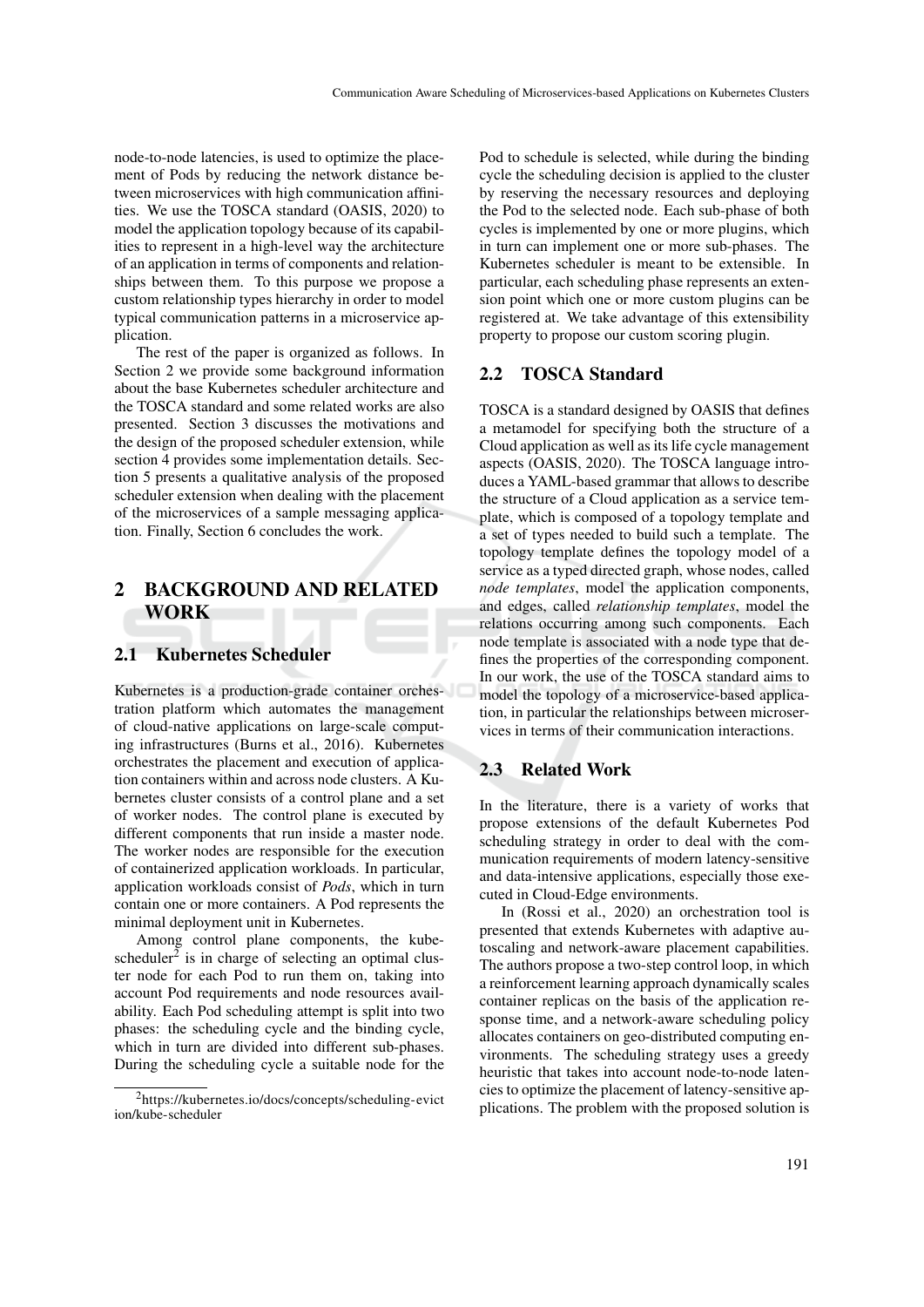node-to-node latencies, is used to optimize the placement of Pods by reducing the network distance between microservices with high communication affinities. We use the TOSCA standard (OASIS, 2020) to model the application topology because of its capabilities to represent in a high-level way the architecture of an application in terms of components and relationships between them. To this purpose we propose a custom relationship types hierarchy in order to model typical communication patterns in a microservice application.

The rest of the paper is organized as follows. In Section 2 we provide some background information about the base Kubernetes scheduler architecture and the TOSCA standard and some related works are also presented. Section 3 discusses the motivations and the design of the proposed scheduler extension, while section 4 provides some implementation details. Section 5 presents a qualitative analysis of the proposed scheduler extension when dealing with the placement of the microservices of a sample messaging application. Finally, Section 6 concludes the work.

# 2 BACKGROUND AND RELATED WORK

## 2.1 Kubernetes Scheduler

Kubernetes is a production-grade container orchestration platform which automates the management of cloud-native applications on large-scale computing infrastructures (Burns et al., 2016). Kubernetes orchestrates the placement and execution of application containers within and across node clusters. A Kubernetes cluster consists of a control plane and a set of worker nodes. The control plane is executed by different components that run inside a master node. The worker nodes are responsible for the execution of containerized application workloads. In particular, application workloads consist of *Pods*, which in turn contain one or more containers. A Pod represents the minimal deployment unit in Kubernetes.

Among control plane components, the kube-scheduler[2] is in charge of selecting an optimal cluster node for each Pod to run them on, taking into account Pod requirements and node resources availability. Each Pod scheduling attempt is split into two phases: the scheduling cycle and the binding cycle, which in turn are divided into different sub-phases. During the scheduling cycle a suitable node for the Pod to schedule is selected, while during the binding cycle the scheduling decision is applied to the cluster by reserving the necessary resources and deploying the Pod to the selected node. Each sub-phase of both cycles is implemented by one or more plugins, which in turn can implement one or more sub-phases. The Kubernetes scheduler is meant to be extensible. In particular, each scheduling phase represents an extension point which one or more custom plugins can be registered at. We take advantage of this extensibility property to propose our custom scoring plugin.

[2]https://kubernetes.io/docs/concepts/scheduling-eviction/kube-scheduler

## 2.2 TOSCA Standard

TOSCA is a standard designed by OASIS that defines a metamodel for specifying both the structure of a Cloud application as well as its life cycle management aspects (OASIS, 2020). The TOSCA language introduces a YAML-based grammar that allows to describe the structure of a Cloud application as a service template, which is composed of a topology template and a set of types needed to build such a template. The topology template defines the topology model of a service as a typed directed graph, whose nodes, called *node templates*, model the application components, and edges, called *relationship templates*, model the relations occurring among such components. Each node template is associated with a node type that defines the properties of the corresponding component. In our work, the use of the TOSCA standard aims to model the topology of a microservice-based application, in particular the relationships between microservices in terms of their communication interactions.

## 2.3 Related Work

In the literature, there is a variety of works that propose extensions of the default Kubernetes Pod scheduling strategy in order to deal with the communication requirements of modern latency-sensitive and data-intensive applications, especially those executed in Cloud-Edge environments.

In (Rossi et al., 2020) an orchestration tool is presented that extends Kubernetes with adaptive autoscaling and network-aware placement capabilities. The authors propose a two-step control loop, in which a reinforcement learning approach dynamically scales container replicas on the basis of the application response time, and a network-aware scheduling policy allocates containers on geo-distributed computing environments. The scheduling strategy uses a greedy heuristic that takes into account node-to-node latencies to optimize the placement of latency-sensitive applications. The problem with the proposed solution is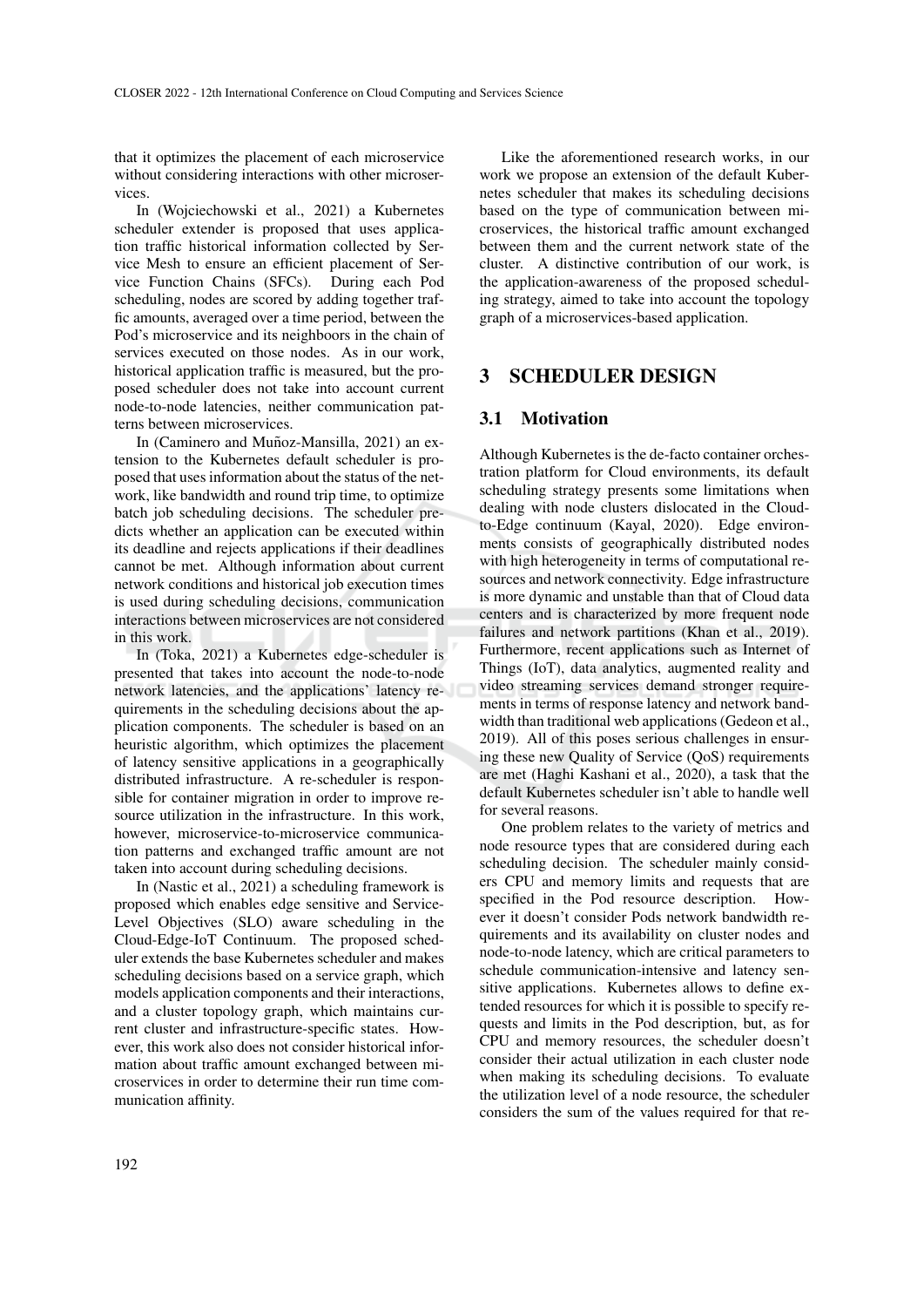that it optimizes the placement of each microservice without considering interactions with other microservices.

In (Wojciechowski et al., 2021) a Kubernetes scheduler extender is proposed that uses application traffic historical information collected by Service Mesh to ensure an efficient placement of Service Function Chains (SFCs). During each Pod scheduling, nodes are scored by adding together traffic amounts, averaged over a time period, between the Pod's microservice and its neighboors in the chain of services executed on those nodes. As in our work, historical application traffic is measured, but the proposed scheduler does not take into account current node-to-node latencies, neither communication patterns between microservices.

In (Caminero and Muñoz-Mansilla, 2021) an extension to the Kubernetes default scheduler is proposed that uses information about the status of the network, like bandwidth and round trip time, to optimize batch job scheduling decisions. The scheduler predicts whether an application can be executed within its deadline and rejects applications if their deadlines cannot be met. Although information about current network conditions and historical job execution times is used during scheduling decisions, communication interactions between microservices are not considered in this work.

In (Toka, 2021) a Kubernetes edge-scheduler is presented that takes into account the node-to-node network latencies, and the applications' latency requirements in the scheduling decisions about the application components. The scheduler is based on an heuristic algorithm, which optimizes the placement of latency sensitive applications in a geographically distributed infrastructure. A re-scheduler is responsible for container migration in order to improve resource utilization in the infrastructure. In this work, however, microservice-to-microservice communication patterns and exchanged traffic amount are not taken into account during scheduling decisions.

In (Nastic et al., 2021) a scheduling framework is proposed which enables edge sensitive and Service-Level Objectives (SLO) aware scheduling in the Cloud-Edge-IoT Continuum. The proposed scheduler extends the base Kubernetes scheduler and makes scheduling decisions based on a service graph, which models application components and their interactions, and a cluster topology graph, which maintains current cluster and infrastructure-specific states. However, this work also does not consider historical information about traffic amount exchanged between microservices in order to determine their run time communication affinity.

Like the aforementioned research works, in our work we propose an extension of the default Kubernetes scheduler that makes its scheduling decisions based on the type of communication between microservices, the historical traffic amount exchanged between them and the current network state of the cluster. A distinctive contribution of our work, is the application-awareness of the proposed scheduling strategy, aimed to take into account the topology graph of a microservices-based application.

# 3 SCHEDULER DESIGN

## 3.1 Motivation

Although Kubernetes is the de-facto container orchestration platform for Cloud environments, its default scheduling strategy presents some limitations when dealing with node clusters dislocated in the Cloud-to-Edge continuum (Kayal, 2020). Edge environments consists of geographically distributed nodes with high heterogeneity in terms of computational resources and network connectivity. Edge infrastructure is more dynamic and unstable than that of Cloud data centers and is characterized by more frequent node failures and network partitions (Khan et al., 2019). Furthermore, recent applications such as Internet of Things (IoT), data analytics, augmented reality and video streaming services demand stronger requirements in terms of response latency and network bandwidth than traditional web applications (Gedeon et al., 2019). All of this poses serious challenges in ensuring these new Quality of Service (QoS) requirements are met (Haghi Kashani et al., 2020), a task that the default Kubernetes scheduler isn't able to handle well for several reasons.

One problem relates to the variety of metrics and node resource types that are considered during each scheduling decision. The scheduler mainly considers CPU and memory limits and requests that are specified in the Pod resource description. However it doesn't consider Pods network bandwidth requirements and its availability on cluster nodes and node-to-node latency, which are critical parameters to schedule communication-intensive and latency sensitive applications. Kubernetes allows to define extended resources for which it is possible to specify requests and limits in the Pod description, but, as for CPU and memory resources, the scheduler doesn't consider their actual utilization in each cluster node when making its scheduling decisions. To evaluate the utilization level of a node resource, the scheduler considers the sum of the values required for that re-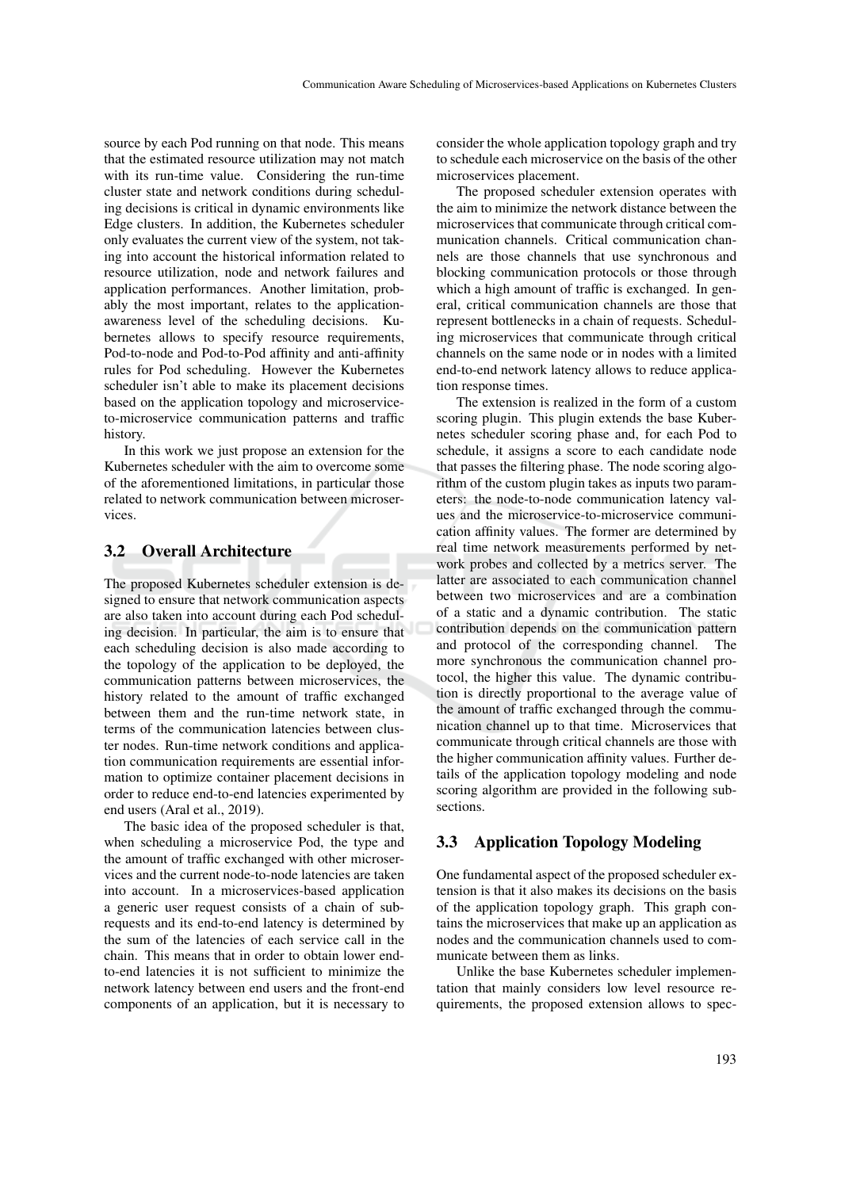source by each Pod running on that node. This means that the estimated resource utilization may not match with its run-time value. Considering the run-time cluster state and network conditions during scheduling decisions is critical in dynamic environments like Edge clusters. In addition, the Kubernetes scheduler only evaluates the current view of the system, not taking into account the historical information related to resource utilization, node and network failures and application performances. Another limitation, probably the most important, relates to the application-awareness level of the scheduling decisions. Kubernetes allows to specify resource requirements, Pod-to-node and Pod-to-Pod affinity and anti-affinity rules for Pod scheduling. However the Kubernetes scheduler isn't able to make its placement decisions based on the application topology and microservice-to-microservice communication patterns and traffic history.

In this work we just propose an extension for the Kubernetes scheduler with the aim to overcome some of the aforementioned limitations, in particular those related to network communication between microservices.

## 3.2 Overall Architecture

The proposed Kubernetes scheduler extension is designed to ensure that network communication aspects are also taken into account during each Pod scheduling decision. In particular, the aim is to ensure that each scheduling decision is also made according to the topology of the application to be deployed, the communication patterns between microservices, the history related to the amount of traffic exchanged between them and the run-time network state, in terms of the communication latencies between cluster nodes. Run-time network conditions and application communication requirements are essential information to optimize container placement decisions in order to reduce end-to-end latencies experimented by end users (Aral et al., 2019).

The basic idea of the proposed scheduler is that, when scheduling a microservice Pod, the type and the amount of traffic exchanged with other microservices and the current node-to-node latencies are taken into account. In a microservices-based application a generic user request consists of a chain of sub-requests and its end-to-end latency is determined by the sum of the latencies of each service call in the chain. This means that in order to obtain lower end-to-end latencies it is not sufficient to minimize the network latency between end users and the front-end components of an application, but it is necessary to consider the whole application topology graph and try to schedule each microservice on the basis of the other microservices placement.

The proposed scheduler extension operates with the aim to minimize the network distance between the microservices that communicate through critical communication channels. Critical communication channels are those channels that use synchronous and blocking communication protocols or those through which a high amount of traffic is exchanged. In general, critical communication channels are those that represent bottlenecks in a chain of requests. Scheduling microservices that communicate through critical channels on the same node or in nodes with a limited end-to-end network latency allows to reduce application response times.

The extension is realized in the form of a custom scoring plugin. This plugin extends the base Kubernetes scheduler scoring phase and, for each Pod to schedule, it assigns a score to each candidate node that passes the filtering phase. The node scoring algorithm of the custom plugin takes as inputs two parameters: the node-to-node communication latency values and the microservice-to-microservice communication affinity values. The former are determined by real time network measurements performed by network probes and collected by a metrics server. The latter are associated to each communication channel between two microservices and are a combination of a static and a dynamic contribution. The static contribution depends on the communication pattern and protocol of the corresponding channel. The more synchronous the communication channel protocol, the higher this value. The dynamic contribution is directly proportional to the average value of the amount of traffic exchanged through the communication channel up to that time. Microservices that communicate through critical channels are those with the higher communication affinity values. Further details of the application topology modeling and node scoring algorithm are provided in the following subsections.

## 3.3 Application Topology Modeling

One fundamental aspect of the proposed scheduler extension is that it also makes its decisions on the basis of the application topology graph. This graph contains the microservices that make up an application as nodes and the communication channels used to communicate between them as links.

Unlike the base Kubernetes scheduler implementation that mainly considers low level resource requirements, the proposed extension allows to spec-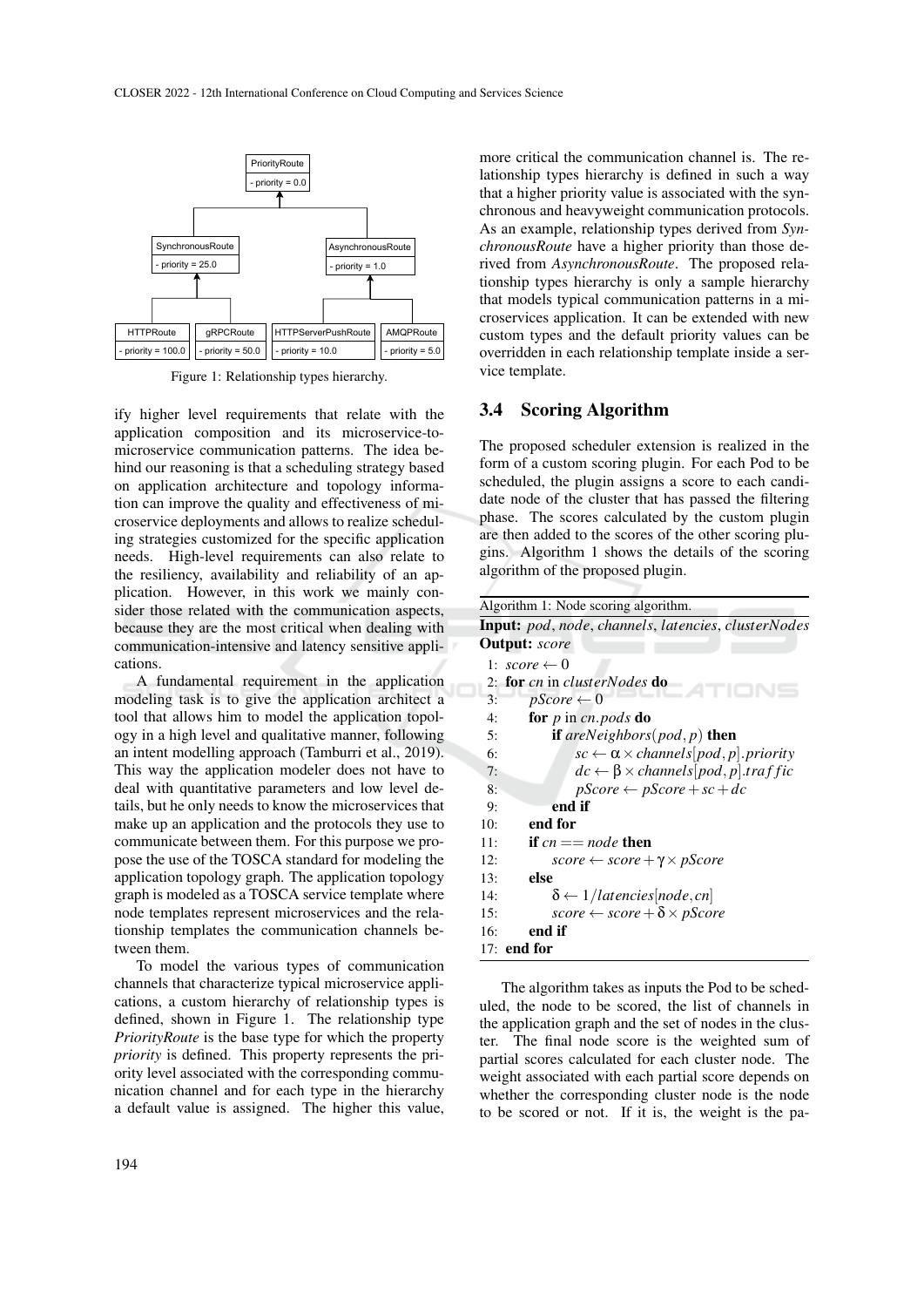PriorityRoute
- priority = 0.0

SynchronousRoute
- priority = 25.0

AsynchronousRoute
- priority = 1.0

HTTPRoute
- priority = 100.0

gRPCRoute
- priority = 50.0

HTTPServerPushRoute
- priority = 10.0

AMQPRoute
- priority = 5.0

Figure 1: Relationship types hierarchy.

ify higher level requirements that relate with the application composition and its microservice-to-microservice communication patterns. The idea behind our reasoning is that a scheduling strategy based on application architecture and topology information can improve the quality and effectiveness of microservice deployments and allows to realize scheduling strategies customized for the specific application needs. High-level requirements can also relate to the resiliency, availability and reliability of an application. However, in this work we mainly consider those related with the communication aspects, because they are the most critical when dealing with communication-intensive and latency sensitive applications.

A fundamental requirement in the application modeling task is to give the application architect a tool that allows him to model the application topology in a high level and qualitative manner, following an intent modelling approach (Tamburri et al., 2019). This way the application modeler does not have to deal with quantitative parameters and low level details, but he only needs to know the microservices that make up an application and the protocols they use to communicate between them. For this purpose we propose the use of the TOSCA standard for modeling the application topology graph. The application topology graph is modeled as a TOSCA service template where node templates represent microservices and the relationship templates the communication channels between them.

To model the various types of communication channels that characterize typical microservice applications, a custom hierarchy of relationship types is defined, shown in Figure 1. The relationship type *PriorityRoute* is the base type for which the property *priority* is defined. This property represents the priority level associated with the corresponding communication channel and for each type in the hierarchy a default value is assigned. The higher this value, more critical the communication channel is. The relationship types hierarchy is defined in such a way that a higher priority value is associated with the synchronous and heavyweight communication protocols. As an example, relationship types derived from *SynchronousRoute* have a higher priority than those derived from *AsynchronousRoute*. The proposed relationship types hierarchy is only a sample hierarchy that models typical communication patterns in a microservices application. It can be extended with new custom types and the default priority values can be overridden in each relationship template inside a service template.

## 3.4 Scoring Algorithm

The proposed scheduler extension is realized in the form of a custom scoring plugin. For each Pod to be scheduled, the plugin assigns a score to each candidate node of the cluster that has passed the filtering phase. The scores calculated by the custom plugin are then added to the scores of the other scoring plugins. Algorithm 1 shows the details of the scoring algorithm of the proposed plugin.

Algorithm 1: Node scoring algorithm.

**Input:** *pod*, *node*, *channels*, *latencies*, *clusterNodes*
**Output:** *score*

1: $score \leftarrow 0$
2: **for** $cn$ in $clusterNodes$ **do**
3: $\quad pScore \leftarrow 0$
4: $\quad$ **for** $p$ in $cn.pods$ **do**
5: $\quad\quad$ **if** $areNeighbors(pod, p)$ **then**
6: $\quad\quad\quad sc \leftarrow \alpha \times channels[pod, p].priority$
7: $\quad\quad\quad dc \leftarrow \beta \times channels[pod, p].traffic$
8: $\quad\quad\quad pScore \leftarrow pScore + sc + dc$
9: $\quad\quad$ **end if**
10: $\quad$ **end for**
11: $\quad$ **if** $cn == node$ **then**
12: $\quad\quad score \leftarrow score + \gamma \times pScore$
13: $\quad$ **else**
14: $\quad\quad \delta \leftarrow 1/latencies[node, cn]$
15: $\quad\quad score \leftarrow score + \delta \times pScore$
16: $\quad$ **end if**
17: **end for**

The algorithm takes as inputs the Pod to be scheduled, the node to be scored, the list of channels in the application graph and the set of nodes in the cluster. The final node score is the weighted sum of partial scores calculated for each cluster node. The weight associated with each partial score depends on whether the corresponding cluster node is the node to be scored or not. If it is, the weight is the pa-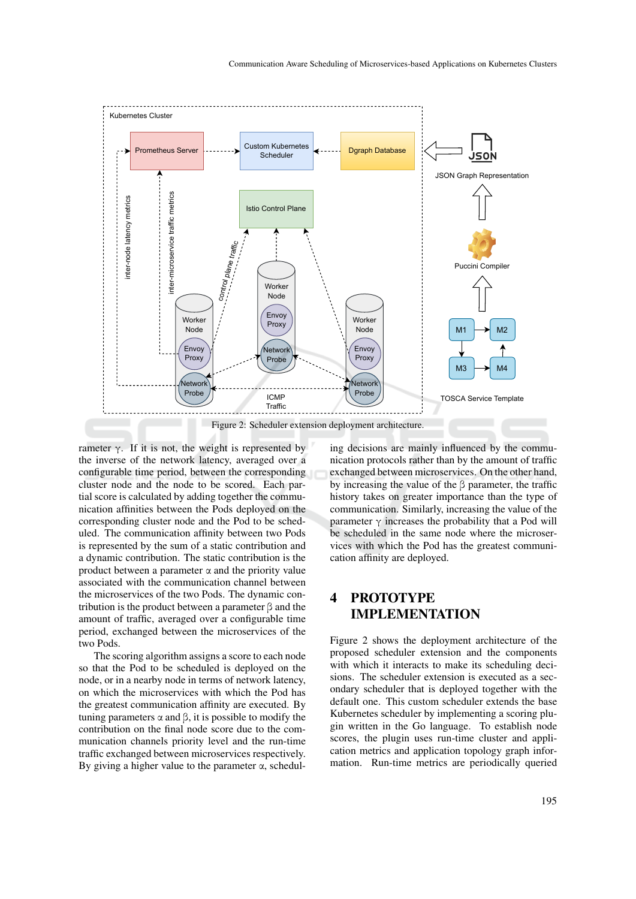Figure 2: Scheduler extension deployment architecture.

rameter $\gamma$. If it is not, the weight is represented by the inverse of the network latency, averaged over a configurable time period, between the corresponding cluster node and the node to be scored. Each partial score is calculated by adding together the communication affinities between the Pods deployed on the corresponding cluster node and the Pod to be scheduled. The communication affinity between two Pods is represented by the sum of a static contribution and a dynamic contribution. The static contribution is the product between a parameter $\alpha$ and the priority value associated with the communication channel between the microservices of the two Pods. The dynamic contribution is the product between a parameter $\beta$ and the amount of traffic, averaged over a configurable time period, exchanged between the microservices of the two Pods.

The scoring algorithm assigns a score to each node so that the Pod to be scheduled is deployed on the node, or in a nearby node in terms of network latency, on which the microservices with which the Pod has the greatest communication affinity are executed. By tuning parameters $\alpha$ and $\beta$, it is possible to modify the contribution on the final node score due to the communication channels priority level and the run-time traffic exchanged between microservices respectively. By giving a higher value to the parameter $\alpha$, scheduling decisions are mainly influenced by the communication protocols rather than by the amount of traffic exchanged between microservices. On the other hand, by increasing the value of the $\beta$ parameter, the traffic history takes on greater importance than the type of communication. Similarly, increasing the value of the parameter $\gamma$ increases the probability that a Pod will be scheduled in the same node where the microservices with which the Pod has the greatest communication affinity are deployed.

## 4 PROTOTYPE IMPLEMENTATION

Figure 2 shows the deployment architecture of the proposed scheduler extension and the components with which it interacts to make its scheduling decisions. The scheduler extension is executed as a secondary scheduler that is deployed together with the default one. This custom scheduler extends the base Kubernetes scheduler by implementing a scoring plugin written in the Go language. To establish node scores, the plugin uses run-time cluster and application metrics and application topology graph information. Run-time metrics are periodically queried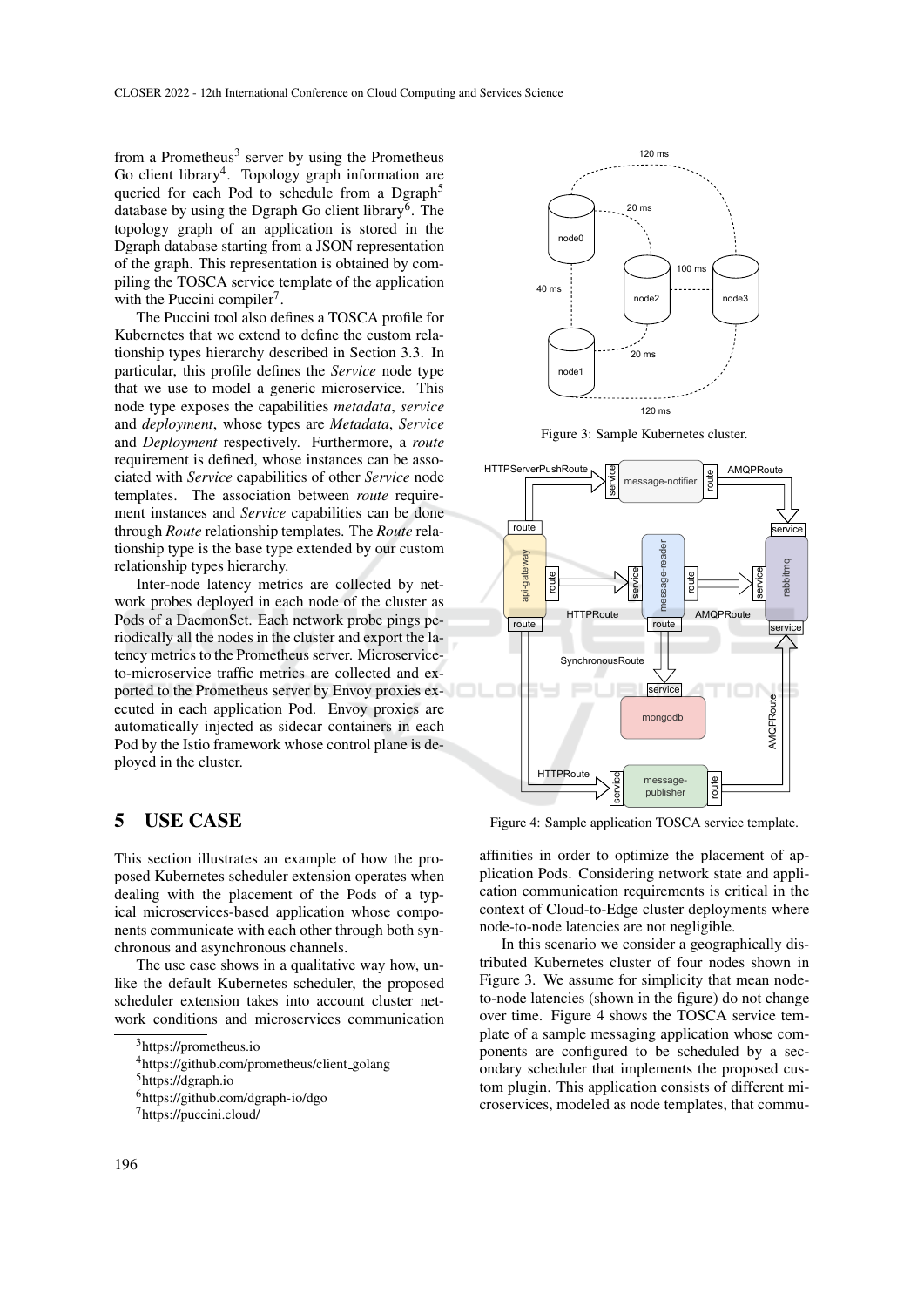from a Prometheus[3] server by using the Prometheus Go client library[4]. Topology graph information are queried for each Pod to schedule from a Dgraph[5] database by using the Dgraph Go client library[6]. The topology graph of an application is stored in the Dgraph database starting from a JSON representation of the graph. This representation is obtained by compiling the TOSCA service template of the application with the Puccini compiler[7].

The Puccini tool also defines a TOSCA profile for Kubernetes that we extend to define the custom relationship types hierarchy described in Section 3.3. In particular, this profile defines the *Service* node type that we use to model a generic microservice. This node type exposes the capabilities *metadata*, *service* and *deployment*, whose types are *Metadata*, *Service* and *Deployment* respectively. Furthermore, a *route* requirement is defined, whose instances can be associated with *Service* capabilities of other *Service* node templates. The association between *route* requirement instances and *Service* capabilities can be done through *Route* relationship templates. The *Route* relationship type is the base type extended by our custom relationship types hierarchy.

Inter-node latency metrics are collected by network probes deployed in each node of the cluster as Pods of a DaemonSet. Each network probe pings periodically all the nodes in the cluster and export the latency metrics to the Prometheus server. Microservice-to-microservice traffic metrics are collected and exported to the Prometheus server by Envoy proxies executed in each application Pod. Envoy proxies are automatically injected as sidecar containers in each Pod by the Istio framework whose control plane is deployed in the cluster.

# 5 USE CASE

This section illustrates an example of how the proposed Kubernetes scheduler extension operates when dealing with the placement of the Pods of a typical microservices-based application whose components communicate with each other through both synchronous and asynchronous channels.

The use case shows in a qualitative way how, unlike the default Kubernetes scheduler, the proposed scheduler extension takes into account cluster network conditions and microservices communication affinities in order to optimize the placement of application Pods. Considering network state and application communication requirements is critical in the context of Cloud-to-Edge cluster deployments where node-to-node latencies are not negligible.

Figure 3: Sample Kubernetes cluster.

Figure 4: Sample application TOSCA service template.

In this scenario we consider a geographically distributed Kubernetes cluster of four nodes shown in Figure 3. We assume for simplicity that mean node-to-node latencies (shown in the figure) do not change over time. Figure 4 shows the TOSCA service template of a sample messaging application whose components are configured to be scheduled by a secondary scheduler that implements the proposed custom plugin. This application consists of different microservices, modeled as node templates, that commu-

[3] https://prometheus.io
[4] https://github.com/prometheus/client_golang
[5] https://dgraph.io
[6] https://github.com/dgraph-io/dgo
[7] https://puccini.cloud/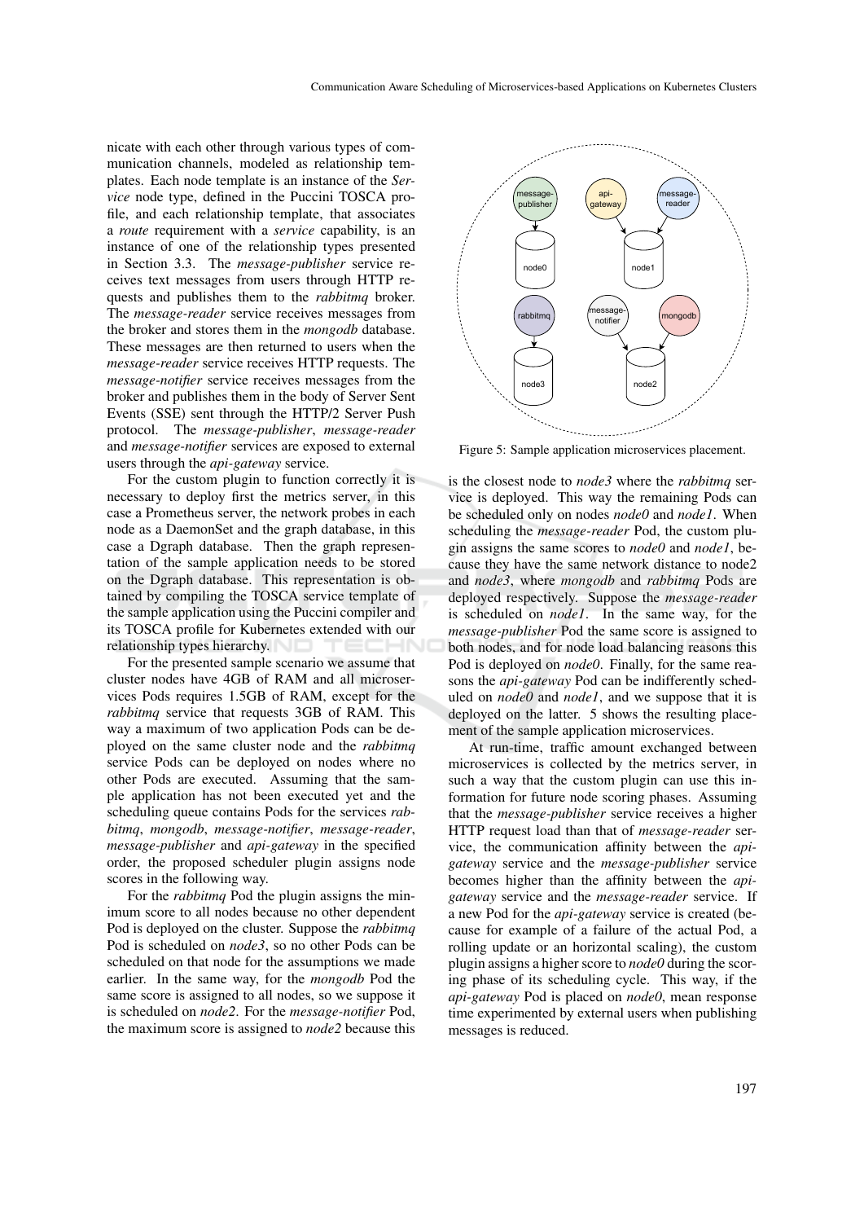nicate with each other through various types of communication channels, modeled as relationship templates. Each node template is an instance of the *Service* node type, defined in the Puccini TOSCA profile, and each relationship template, that associates a *route* requirement with a *service* capability, is an instance of one of the relationship types presented in Section 3.3. The *message-publisher* service receives text messages from users through HTTP requests and publishes them to the *rabbitmq* broker. The *message-reader* service receives messages from the broker and stores them in the *mongodb* database. These messages are then returned to users when the *message-reader* service receives HTTP requests. The *message-notifier* service receives messages from the broker and publishes them in the body of Server Sent Events (SSE) sent through the HTTP/2 Server Push protocol. The *message-publisher*, *message-reader* and *message-notifier* services are exposed to external users through the *api-gateway* service.

For the custom plugin to function correctly it is necessary to deploy first the metrics server, in this case a Prometheus server, the network probes in each node as a DaemonSet and the graph database, in this case a Dgraph database. Then the graph representation of the sample application needs to be stored on the Dgraph database. This representation is obtained by compiling the TOSCA service template of the sample application using the Puccini compiler and its TOSCA profile for Kubernetes extended with our relationship types hierarchy.

For the presented sample scenario we assume that cluster nodes have 4GB of RAM and all microservices Pods requires 1.5GB of RAM, except for the *rabbitmq* service that requests 3GB of RAM. This way a maximum of two application Pods can be deployed on the same cluster node and the *rabbitmq* service Pods can be deployed on nodes where no other Pods are executed. Assuming that the sample application has not been executed yet and the scheduling queue contains Pods for the services *rabbitmq*, *mongodb*, *message-notifier*, *message-reader*, *message-publisher* and *api-gateway* in the specified order, the proposed scheduler plugin assigns node scores in the following way.

For the *rabbitmq* Pod the plugin assigns the minimum score to all nodes because no other dependent Pod is deployed on the cluster. Suppose the *rabbitmq* Pod is scheduled on *node3*, so no other Pods can be scheduled on that node for the assumptions we made earlier. In the same way, for the *mongodb* Pod the same score is assigned to all nodes, so we suppose it is scheduled on *node2*. For the *message-notifier* Pod, the maximum score is assigned to *node2* because this is the closest node to *node3* where the *rabbitmq* service is deployed. This way the remaining Pods can be scheduled only on nodes *node0* and *node1*. When scheduling the *message-reader* Pod, the custom plugin assigns the same scores to *node0* and *node1*, because they have the same network distance to node2 and *node3*, where *mongodb* and *rabbitmq* Pods are deployed respectively. Suppose the *message-reader* is scheduled on *node1*. In the same way, for the *message-publisher* Pod the same score is assigned to both nodes, and for node load balancing reasons this Pod is deployed on *node0*. Finally, for the same reasons the *api-gateway* Pod can be indifferently scheduled on *node0* and *node1*, and we suppose that it is deployed on the latter. 5 shows the resulting placement of the sample application microservices.

Figure 5: Sample application microservices placement.

At run-time, traffic amount exchanged between microservices is collected by the metrics server, in such a way that the custom plugin can use this information for future node scoring phases. Assuming that the *message-publisher* service receives a higher HTTP request load than that of *message-reader* service, the communication affinity between the *api-gateway* service and the *message-publisher* service becomes higher than the affinity between the *api-gateway* service and the *message-reader* service. If a new Pod for the *api-gateway* service is created (because for example of a failure of the actual Pod, a rolling update or an horizontal scaling), the custom plugin assigns a higher score to *node0* during the scoring phase of its scheduling cycle. This way, if the *api-gateway* Pod is placed on *node0*, mean response time experimented by external users when publishing messages is reduced.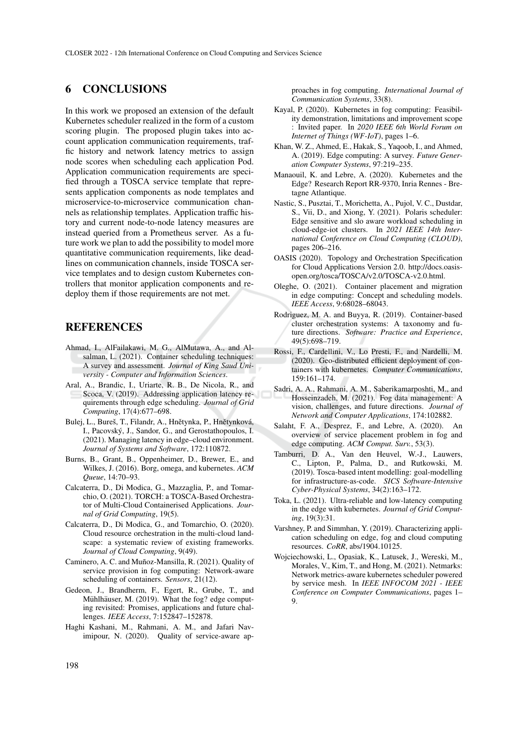## 6 CONCLUSIONS

In this work we proposed an extension of the default Kubernetes scheduler realized in the form of a custom scoring plugin. The proposed plugin takes into account application communication requirements, traffic history and network latency metrics to assign node scores when scheduling each application Pod. Application communication requirements are specified through a TOSCA service template that represents application components as node templates and microservice-to-microservice communication channels as relationship templates. Application traffic history and current node-to-node latency measures are instead queried from a Prometheus server. As a future work we plan to add the possibility to model more quantitative communication requirements, like deadlines on communication channels, inside TOSCA service templates and to design custom Kubernetes controllers that monitor application components and redeploy them if those requirements are not met.

## REFERENCES

Ahmad, I., AlFailakawi, M. G., AlMutawa, A., and Alsalman, L. (2021). Container scheduling techniques: A survey and assessment. *Journal of King Saud University - Computer and Information Sciences*.

Aral, A., Brandic, I., Uriarte, R. B., De Nicola, R., and Scoca, V. (2019). Addressing application latency requirements through edge scheduling. *Journal of Grid Computing*, 17(4):677–698.

Bulej, L., Bureš, T., Filandr, A., Hnětynka, P., Hnětynková, I., Pacovský, J., Sandor, G., and Gerostathopoulos, I. (2021). Managing latency in edge–cloud environment. *Journal of Systems and Software*, 172:110872.

Burns, B., Grant, B., Oppenheimer, D., Brewer, E., and Wilkes, J. (2016). Borg, omega, and kubernetes. *ACM Queue*, 14:70–93.

Calcaterra, D., Di Modica, G., Mazzaglia, P., and Tomarchio, O. (2021). TORCH: a TOSCA-Based Orchestrator of Multi-Cloud Containerised Applications. *Journal of Grid Computing*, 19(5).

Calcaterra, D., Di Modica, G., and Tomarchio, O. (2020). Cloud resource orchestration in the multi-cloud landscape: a systematic review of existing frameworks. *Journal of Cloud Computing*, 9(49).

Caminero, A. C. and Muñoz-Mansilla, R. (2021). Quality of service provision in fog computing: Network-aware scheduling of containers. *Sensors*, 21(12).

Gedeon, J., Brandherm, F., Egert, R., Grube, T., and Mühlhäuser, M. (2019). What the fog? edge computing revisited: Promises, applications and future challenges. *IEEE Access*, 7:152847–152878.

Haghi Kashani, M., Rahmani, A. M., and Jafari Navimipour, N. (2020). Quality of service-aware approaches in fog computing. *International Journal of Communication Systems*, 33(8).

Kayal, P. (2020). Kubernetes in fog computing: Feasibility demonstration, limitations and improvement scope : Invited paper. In *2020 IEEE 6th World Forum on Internet of Things (WF-IoT)*, pages 1–6.

Khan, W. Z., Ahmed, E., Hakak, S., Yaqoob, I., and Ahmed, A. (2019). Edge computing: A survey. *Future Generation Computer Systems*, 97:219–235.

Manaouil, K. and Lebre, A. (2020). Kubernetes and the Edge? Research Report RR-9370, Inria Rennes - Bretagne Atlantique.

Nastic, S., Pusztai, T., Morichetta, A., Pujol, V. C., Dustdar, S., Vii, D., and Xiong, Y. (2021). Polaris scheduler: Edge sensitive and slo aware workload scheduling in cloud-edge-iot clusters. In *2021 IEEE 14th International Conference on Cloud Computing (CLOUD)*, pages 206–216.

OASIS (2020). Topology and Orchestration Specification for Cloud Applications Version 2.0. http://docs.oasis-open.org/tosca/TOSCA/v2.0/TOSCA-v2.0.html.

Oleghe, O. (2021). Container placement and migration in edge computing: Concept and scheduling models. *IEEE Access*, 9:68028–68043.

Rodriguez, M. A. and Buyya, R. (2019). Container-based cluster orchestration systems: A taxonomy and future directions. *Software: Practice and Experience*, 49(5):698–719.

Rossi, F., Cardellini, V., Lo Presti, F., and Nardelli, M. (2020). Geo-distributed efficient deployment of containers with kubernetes. *Computer Communications*, 159:161–174.

Sadri, A. A., Rahmani, A. M., Saberikamarposhti, M., and Hosseinzadeh, M. (2021). Fog data management: A vision, challenges, and future directions. *Journal of Network and Computer Applications*, 174:102882.

Salaht, F. A., Desprez, F., and Lebre, A. (2020). An overview of service placement problem in fog and edge computing. *ACM Comput. Surv.*, 53(3).

Tamburri, D. A., Van den Heuvel, W.-J., Lauwers, C., Lipton, P., Palma, D., and Rutkowski, M. (2019). Tosca-based intent modelling: goal-modelling for infrastructure-as-code. *SICS Software-Intensive Cyber-Physical Systems*, 34(2):163–172.

Toka, L. (2021). Ultra-reliable and low-latency computing in the edge with kubernetes. *Journal of Grid Computing*, 19(3):31.

Varshney, P. and Simmhan, Y. (2019). Characterizing application scheduling on edge, fog and cloud computing resources. *CoRR*, abs/1904.10125.

Wojciechowski, L., Opasiak, K., Latusek, J., Wereski, M., Morales, V., Kim, T., and Hong, M. (2021). Netmarks: Network metrics-aware kubernetes scheduler powered by service mesh. In *IEEE INFOCOM 2021 - IEEE Conference on Computer Communications*, pages 1–9.